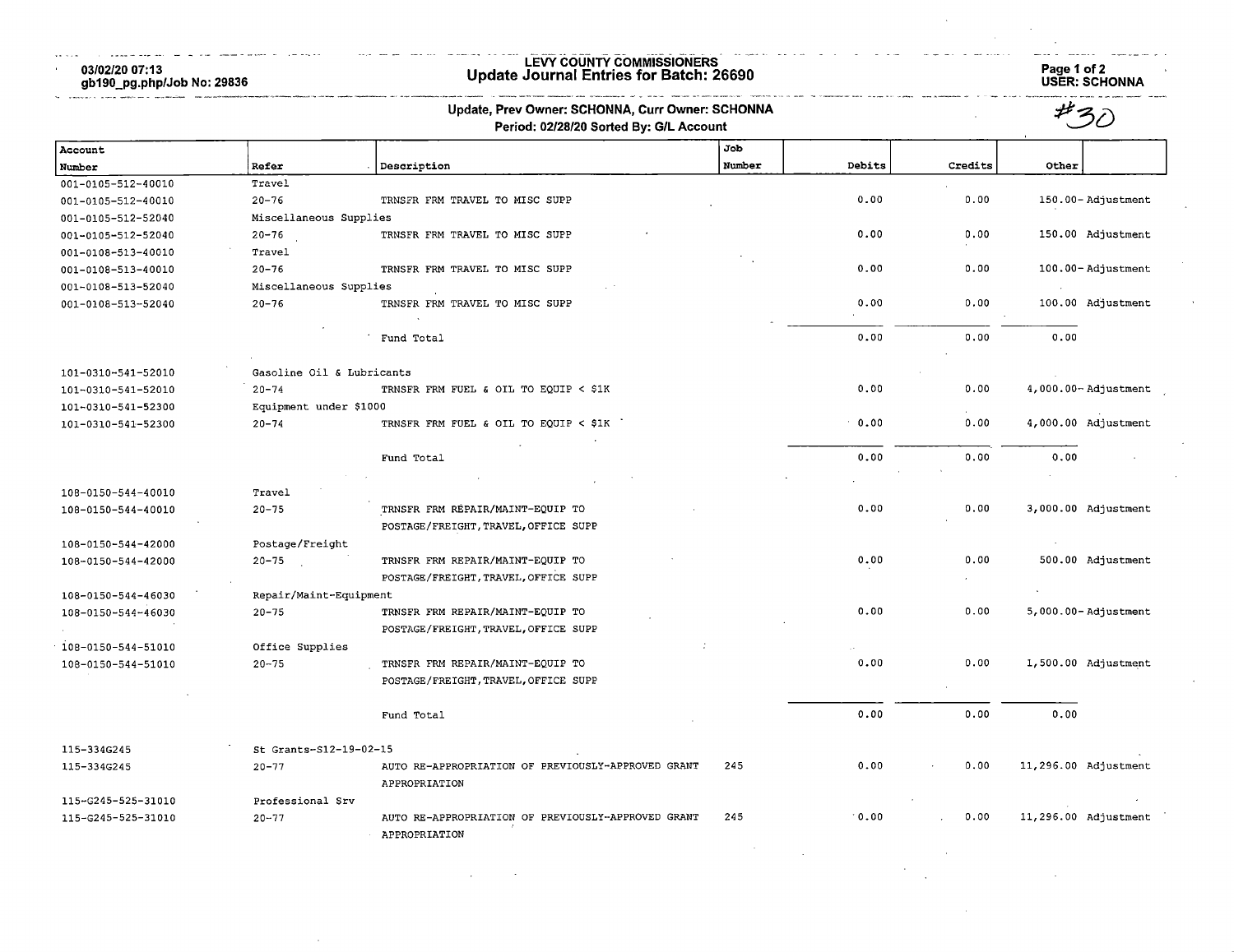# LEVY COUNTY COMMISSIONERS

## Update Journal Entries for Batch: 26690

03/02/20 07:13
gb190_pg.php/Job No: 29836

USER: SCHONNA

**Update, Prev Owner: SCHONNA, Curr Owner: SCHONNA**
**Period: 02/28/20 Sorted By: G/L Account**

#30

| Account Number | Refer | Description | Job Number | Debits | Credits | Other | |
|---|---|---|---|---|---|---|---|
| 001-0105-512-40010 | Travel | | | | | | |
| 001-0105-512-40010 | 20-76 | TRNSFR FRM TRAVEL TO MISC SUPP | | 0.00 | 0.00 | 150.00- | Adjustment |
| 001-0105-512-52040 | Miscellaneous Supplies | | | | | | |
| 001-0105-512-52040 | 20-76 | TRNSFR FRM TRAVEL TO MISC SUPP | | 0.00 | 0.00 | 150.00 | Adjustment |
| 001-0108-513-40010 | Travel | | | | | | |
| 001-0108-513-40010 | 20-76 | TRNSFR FRM TRAVEL TO MISC SUPP | | 0.00 | 0.00 | 100.00- | Adjustment |
| 001-0108-513-52040 | Miscellaneous Supplies | | | | | | |
| 001-0108-513-52040 | 20-76 | TRNSFR FRM TRAVEL TO MISC SUPP | | 0.00 | 0.00 | 100.00 | Adjustment |
| | | Fund Total | | 0.00 | 0.00 | 0.00 | |
| 101-0310-541-52010 | Gasoline Oil & Lubricants | | | | | | |
| 101-0310-541-52010 | 20-74 | TRNSFR FRM FUEL & OIL TO EQUIP < $1K | | 0.00 | 0.00 | 4,000.00- | Adjustment |
| 101-0310-541-52300 | Equipment under $1000 | | | | | | |
| 101-0310-541-52300 | 20-74 | TRNSFR FRM FUEL & OIL TO EQUIP < $1K | | 0.00 | 0.00 | 4,000.00 | Adjustment |
| | | Fund Total | | 0.00 | 0.00 | 0.00 | |
| 108-0150-544-40010 | Travel | | | | | | |
| 108-0150-544-40010 | 20-75 | TRNSFR FRM REPAIR/MAINT-EQUIP TO POSTAGE/FREIGHT,TRAVEL,OFFICE SUPP | | 0.00 | 0.00 | 3,000.00 | Adjustment |
| 108-0150-544-42000 | Postage/Freight | | | | | | |
| 108-0150-544-42000 | 20-75 | TRNSFR FRM REPAIR/MAINT-EQUIP TO POSTAGE/FREIGHT,TRAVEL,OFFICE SUPP | | 0.00 | 0.00 | 500.00 | Adjustment |
| 108-0150-544-46030 | Repair/Maint-Equipment | | | | | | |
| 108-0150-544-46030 | 20-75 | TRNSFR FRM REPAIR/MAINT-EQUIP TO POSTAGE/FREIGHT,TRAVEL,OFFICE SUPP | | 0.00 | 0.00 | 5,000.00- | Adjustment |
| 108-0150-544-51010 | Office Supplies | | | | | | |
| 108-0150-544-51010 | 20-75 | TRNSFR FRM REPAIR/MAINT-EQUIP TO POSTAGE/FREIGHT,TRAVEL,OFFICE SUPP | | 0.00 | 0.00 | 1,500.00 | Adjustment |
| | | Fund Total | | 0.00 | 0.00 | 0.00 | |
| 115-334G245 | St Grants-S12-19-02-15 | | | | | | |
| 115-334G245 | 20-77 | AUTO RE-APPROPRIATION OF PREVIOUSLY-APPROVED GRANT APPROPRIATION | 245 | 0.00 | 0.00 | 11,296.00 | Adjustment |
| 115-G245-525-31010 | Professional Srv | | | | | | |
| 115-G245-525-31010 | 20-77 | AUTO RE-APPROPRIATION OF PREVIOUSLY-APPROVED GRANT APPROPRIATION | 245 | 0.00 | 0.00 | 11,296.00 | Adjustment |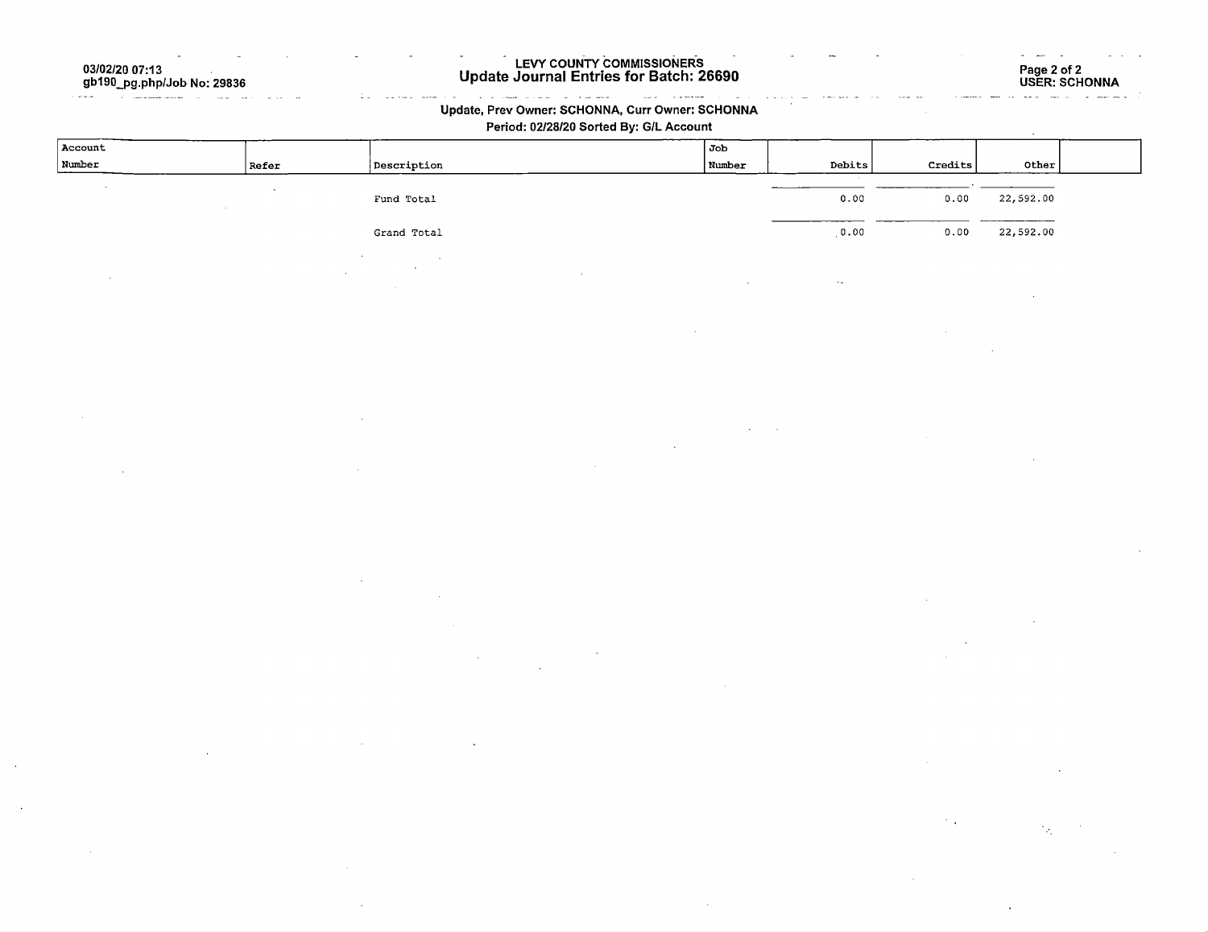# LEVY COUNTY COMMISSIONERS
## Update Journal Entries for Batch: 26690

03/02/20 07:13
gb190_pg.php/Job No: 29836

USER: SCHONNA

**Update, Prev Owner: SCHONNA, Curr Owner: SCHONNA**

**Period: 02/28/20 Sorted By: G/L Account**

| Account Number | Refer | Description | Job Number | Debits | Credits | Other |
|---|---|---|---|---|---|---|
| | | Fund Total | | 0.00 | 0.00 | 22,592.00 |
| | | Grand Total | | 0.00 | 0.00 | 22,592.00 |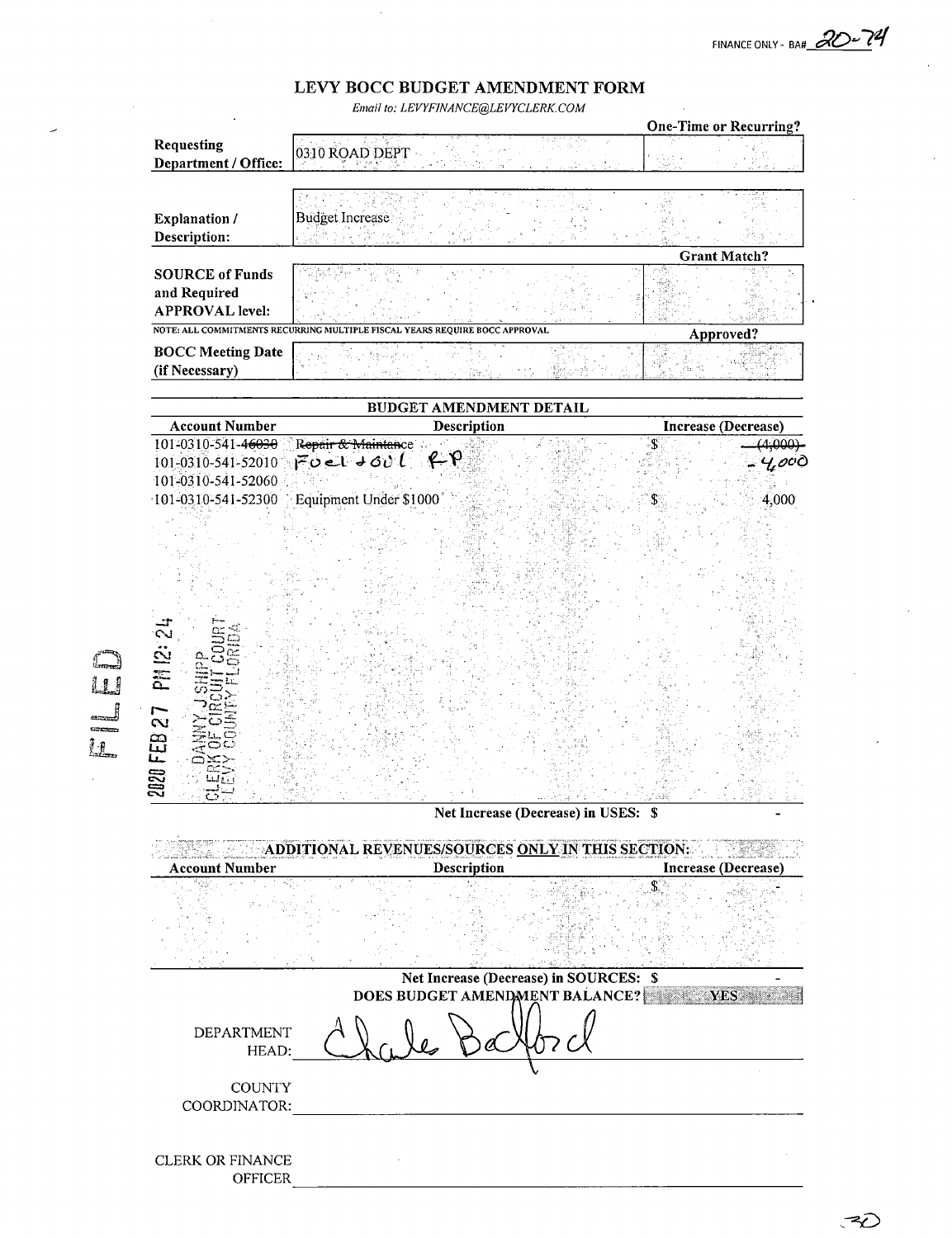FINANCE ONLY - BA# 20-74

# LEVY BOCC BUDGET AMENDMENT FORM

*Email to: LEVYFINANCE@LEVYCLERK.COM*

| | | One-Time or Recurring? |
|---|---|---|
| **Requesting Department / Office:** | 0310 ROAD DEPT | |
| **Explanation / Description:** | Budget Increase | |
| | | **Grant Match?** |
| **SOURCE of Funds and Required APPROVAL level:** | | |
| NOTE: ALL COMMITMENTS RECURRING MULTIPLE FISCAL YEARS REQUIRE BOCC APPROVAL | | **Approved?** |
| **BOCC Meeting Date (if Necessary)** | | |

## BUDGET AMENDMENT DETAIL

| Account Number | Description | Increase (Decrease) |
|---|---|---|
| 101-0310-541-~~46030~~ | ~~Repair & Maintance~~ | $ ~~(4,000)~~ |
| 101-0310-541-52010 | Fuel + oil RP | -4,000 |
| 101-0310-541-52060 | | |
| 101-0310-541-52300 | Equipment Under $1000 | $ 4,000 |
| | **Net Increase (Decrease) in USES:** | $ - |

FILED 2020 FEB 27 PM 12:24 DANNY J SHIPP CLERK OF CIRCUIT COURT LEVY COUNTY FLORIDA

## ADDITIONAL REVENUES/SOURCES ONLY IN THIS SECTION:

| Account Number | Description | Increase (Decrease) |
|---|---|---|
| | | $ - |
| | **Net Increase (Decrease) in SOURCES:** | $ - |

**DOES BUDGET AMENDMENT BALANCE?** YES

DEPARTMENT HEAD: Charles Bedford

COUNTY COORDINATOR: ____________________

CLERK OR FINANCE OFFICER ____________________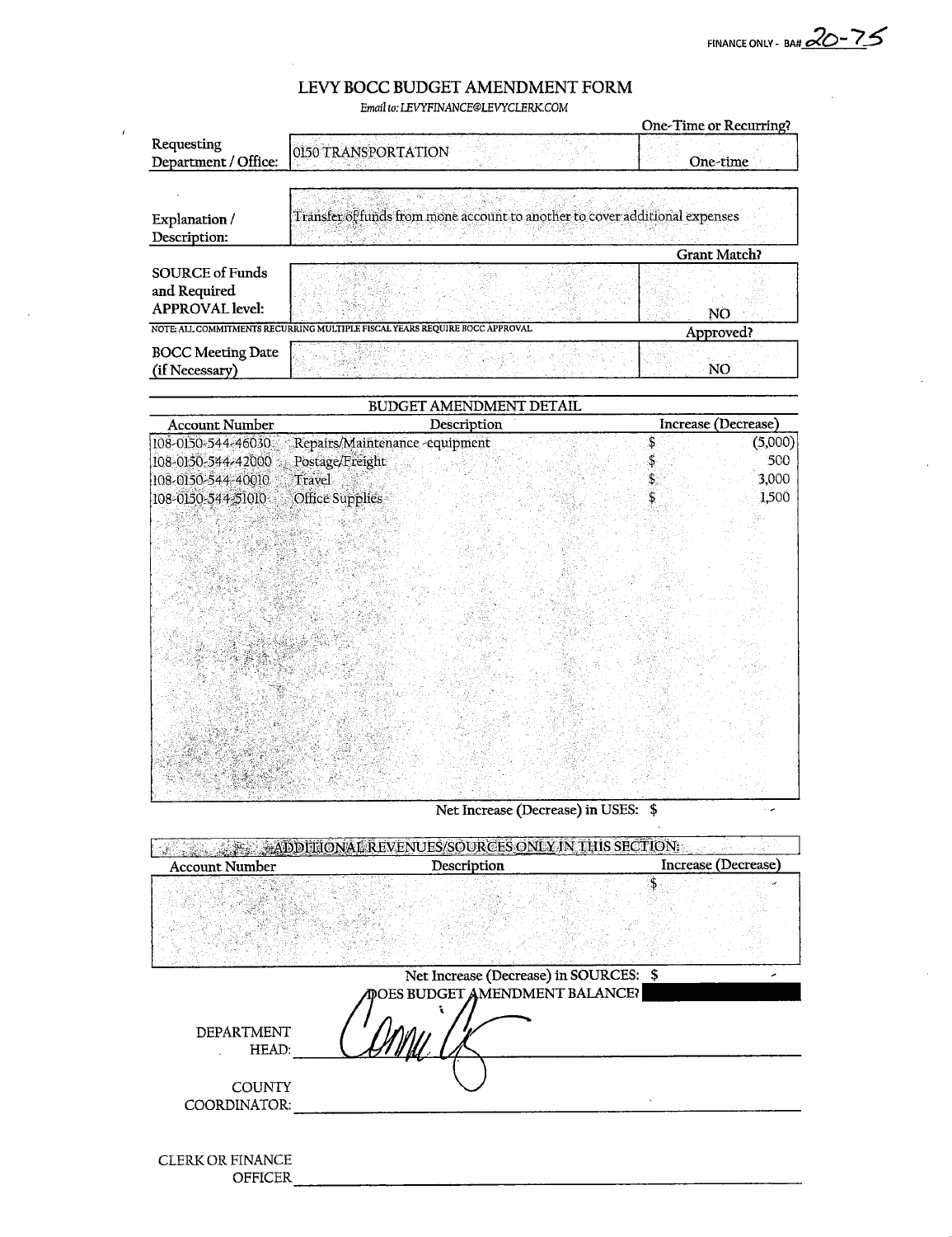FINANCE ONLY - BA# 20-75

# LEVY BOCC BUDGET AMENDMENT FORM

*Email to: LEVYFINANCE@LEVYCLERK.COM*

| | | One-Time or Recurring? |
|---|---|---|
| Requesting Department / Office: | 0150 TRANSPORTATION | One-time |
| Explanation / Description: | Transfer of funds from mone account to another to cover additional expenses | |
| | | **Grant Match?** |
| SOURCE of Funds and Required APPROVAL level: | | NO |
| NOTE: ALL COMMITMENTS RECURRING MULTIPLE FISCAL YEARS REQUIRE BOCC APPROVAL | | **Approved?** |
| BOCC Meeting Date (if Necessary) | | NO |

## BUDGET AMENDMENT DETAIL

| Account Number | Description | Increase (Decrease) |
|---|---|---|
| 108-0150-544-46030 | Repairs/Maintenance -equipment | $ (5,000) |
| 108-0150-544-42000 | Postage/Freight | $ 500 |
| 108-0150-544-40010 | Travel | $ 3,000 |
| 108-0150-544-51010 | Office Supplies | $ 1,500 |

Net Increase (Decrease) in USES: $ -

## ADDITIONAL REVENUES/SOURCES ONLY IN THIS SECTION:

| Account Number | Description | Increase (Decrease) |
|---|---|---|
| | | $ - |

Net Increase (Decrease) in SOURCES: $ -

DOES BUDGET AMENDMENT BALANCE?

DEPARTMENT HEAD: [signature]

COUNTY COORDINATOR: ____________________

CLERK OR FINANCE OFFICER ____________________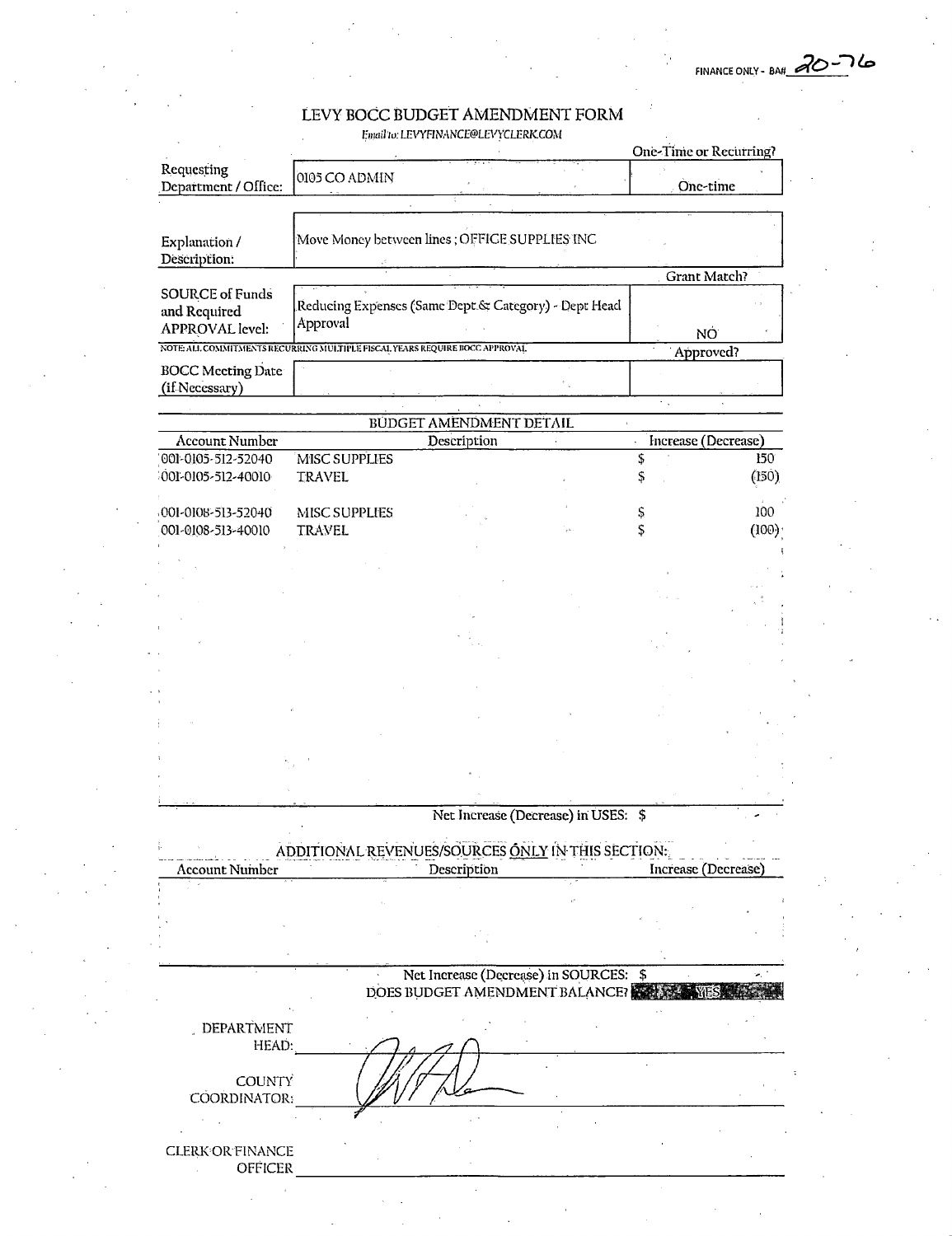FINANCE ONLY - BA# 20-76

# LEVY BOCC BUDGET AMENDMENT FORM

*Email to: LEVYFINANCE@LEVYCLERK.COM*

| | | One-Time or Recurring? |
|---|---|---|
| Requesting Department / Office: | 0105 CO ADMIN | One-time |
| Explanation / Description: | Move Money between lines ; OFFICE SUPPLIES INC | |
| | | Grant Match? |
| SOURCE of Funds and Required APPROVAL level: | Reducing Expenses (Same Dept & Category) - Dept Head Approval | NO |

NOTE: ALL COMMITMENTS RECURRING MULTIPLE FISCAL YEARS REQUIRE BOCC APPROVAL

| | | Approved? |
|---|---|---|
| BOCC Meeting Date (if Necessary) | | |

## BUDGET AMENDMENT DETAIL

| Account Number | Description | Increase (Decrease) |
|---|---|---|
| 001-0105-512-52040 | MISC SUPPLIES | $ 150 |
| 001-0105-512-40010 | TRAVEL | $ (150) |
| 001-0108-513-52040 | MISC SUPPLIES | $ 100 |
| 001-0108-513-40010 | TRAVEL | $ (100) |

Net Increase (Decrease) in USES: $ -

## ADDITIONAL REVENUES/SOURCES ONLY IN THIS SECTION:

| Account Number | Description | Increase (Decrease) |
|---|---|---|
| | | |

Net Increase (Decrease) in SOURCES: $ -

DOES BUDGET AMENDMENT BALANCE? YES

DEPARTMENT HEAD: ______________________

COUNTY COORDINATOR: ______________________

CLERK OR FINANCE OFFICER: ______________________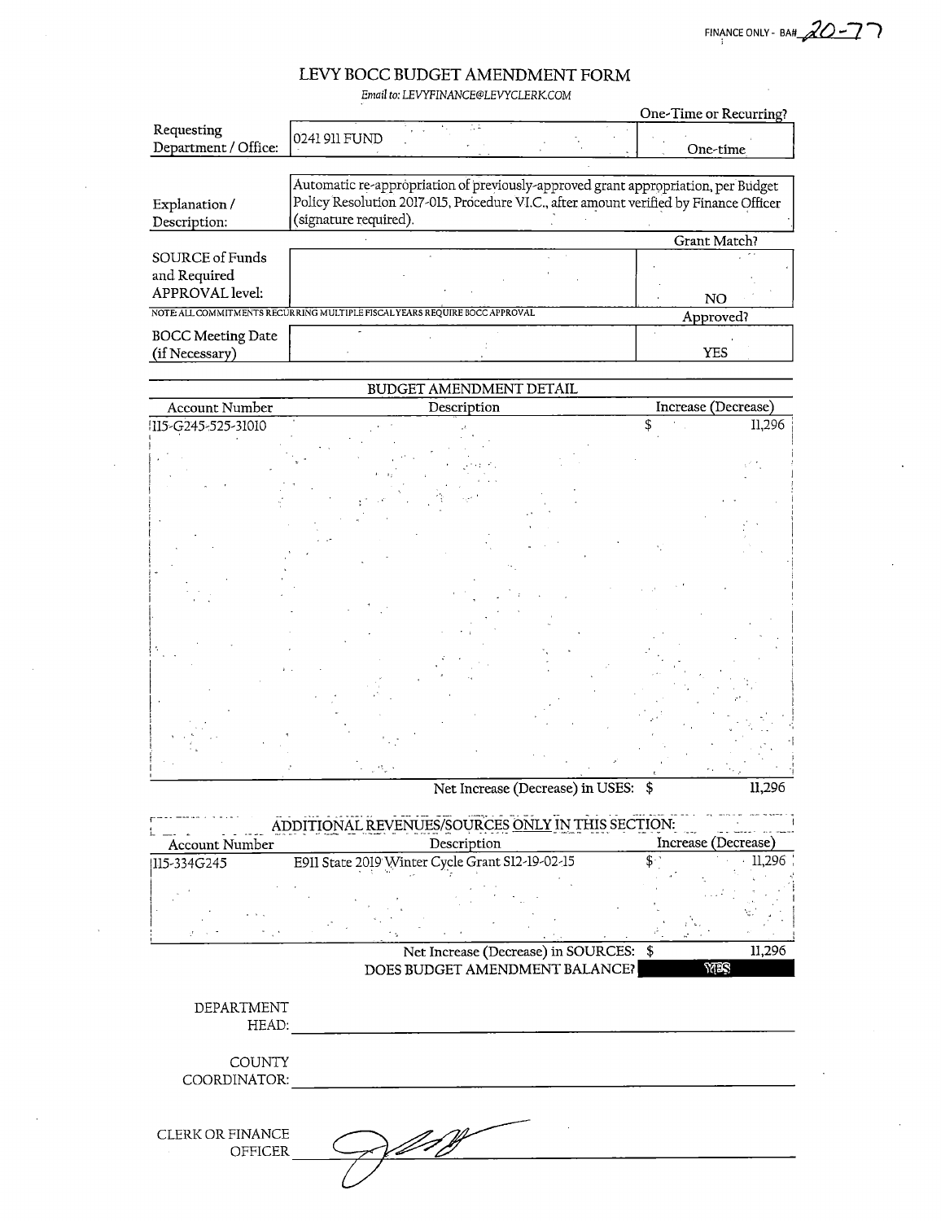FINANCE ONLY - BA# 20-77

# LEVY BOCC BUDGET AMENDMENT FORM

*Email to: LEVYFINANCE@LEVYCLERK.COM*

| | | One-Time or Recurring? |
|---|---|---|
| Requesting Department / Office: | 0241 911 FUND | One-time |
| Explanation / Description: | Automatic re-appropriation of previously-approved grant appropriation, per Budget Policy Resolution 2017-015, Procedure VI.C., after amount verified by Finance Officer (signature required). | |
| | | Grant Match? |
| SOURCE of Funds and Required APPROVAL level: | | NO |
| | NOTE: ALL COMMITMENTS RECURRING MULTIPLE FISCAL YEARS REQUIRE BOCC APPROVAL | Approved? |
| BOCC Meeting Date (if Necessary) | | YES |

## BUDGET AMENDMENT DETAIL

| Account Number | Description | Increase (Decrease) |
|---|---|---|
| 115-G245-525-31010 | | $ 11,296 |
| | Net Increase (Decrease) in USES: | $ 11,296 |

## ADDITIONAL REVENUES/SOURCES ONLY IN THIS SECTION:

| Account Number | Description | Increase (Decrease) |
|---|---|---|
| 115-334G245 | E911 State 2019 Winter Cycle Grant S12-19-02-15 | $ 11,296 |
| | Net Increase (Decrease) in SOURCES: | $ 11,296 |
| | DOES BUDGET AMENDMENT BALANCE? | YES |

DEPARTMENT HEAD: ______________________

COUNTY COORDINATOR: ______________________

CLERK OR FINANCE OFFICER: [signature]